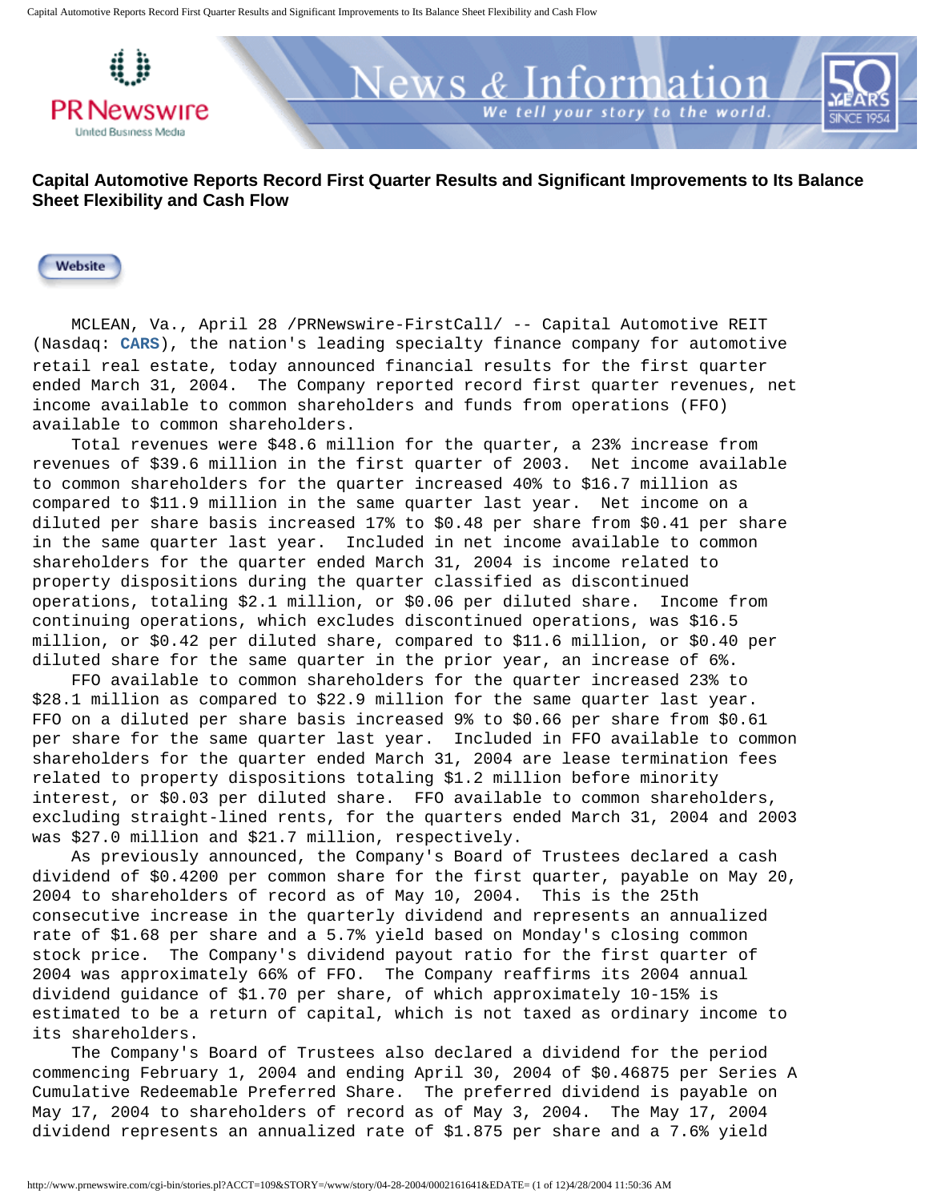# Capital Automotive Reports Record First Quarter Results and Significant Improvements to Its Balance Sheet Flexibility and Cash Flow

Website

MCLEAN, Va., April 28 /PRNewswire-FirstCall/ -- Capital Automotive REIT (Nasdaq: **CARS**), the nation's leading specialty finance company for automotive retail real estate, today announced financial results for the first quarter ended March 31, 2004. The Company reported record first quarter revenues, net income available to common shareholders and funds from operations (FFO) available to common shareholders.

Total revenues were $48.6 million for the quarter, a 23% increase from revenues of $39.6 million in the first quarter of 2003. Net income available to common shareholders for the quarter increased 40% to $16.7 million as compared to $11.9 million in the same quarter last year. Net income on a diluted per share basis increased 17% to $0.48 per share from $0.41 per share in the same quarter last year. Included in net income available to common shareholders for the quarter ended March 31, 2004 is income related to property dispositions during the quarter classified as discontinued operations, totaling $2.1 million, or $0.06 per diluted share. Income from continuing operations, which excludes discontinued operations, was $16.5 million, or $0.42 per diluted share, compared to $11.6 million, or $0.40 per diluted share for the same quarter in the prior year, an increase of 6%.

FFO available to common shareholders for the quarter increased 23% to $28.1 million as compared to $22.9 million for the same quarter last year. FFO on a diluted per share basis increased 9% to $0.66 per share from $0.61 per share for the same quarter last year. Included in FFO available to common shareholders for the quarter ended March 31, 2004 are lease termination fees related to property dispositions totaling $1.2 million before minority interest, or $0.03 per diluted share. FFO available to common shareholders, excluding straight-lined rents, for the quarters ended March 31, 2004 and 2003 was $27.0 million and $21.7 million, respectively.

As previously announced, the Company's Board of Trustees declared a cash dividend of $0.4200 per common share for the first quarter, payable on May 20, 2004 to shareholders of record as of May 10, 2004. This is the 25th consecutive increase in the quarterly dividend and represents an annualized rate of $1.68 per share and a 5.7% yield based on Monday's closing common stock price. The Company's dividend payout ratio for the first quarter of 2004 was approximately 66% of FFO. The Company reaffirms its 2004 annual dividend guidance of $1.70 per share, of which approximately 10-15% is estimated to be a return of capital, which is not taxed as ordinary income to its shareholders.

The Company's Board of Trustees also declared a dividend for the period commencing February 1, 2004 and ending April 30, 2004 of $0.46875 per Series A Cumulative Redeemable Preferred Share. The preferred dividend is payable on May 17, 2004 to shareholders of record as of May 3, 2004. The May 17, 2004 dividend represents an annualized rate of $1.875 per share and a 7.6% yield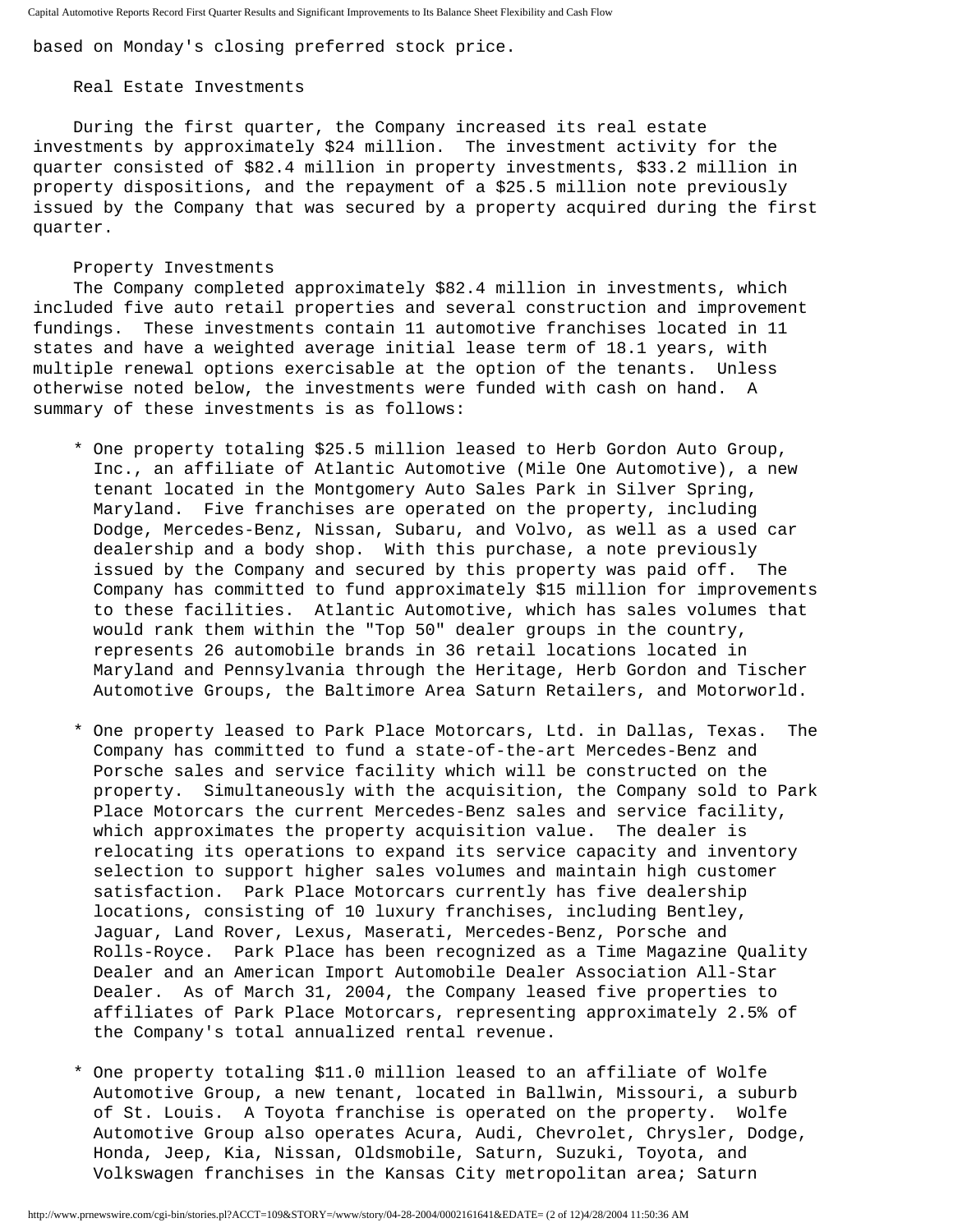based on Monday's closing preferred stock price.

### Real Estate Investments

During the first quarter, the Company increased its real estate investments by approximately $24 million. The investment activity for the quarter consisted of $82.4 million in property investments, $33.2 million in property dispositions, and the repayment of a $25.5 million note previously issued by the Company that was secured by a property acquired during the first quarter.

### Property Investments

The Company completed approximately $82.4 million in investments, which included five auto retail properties and several construction and improvement fundings. These investments contain 11 automotive franchises located in 11 states and have a weighted average initial lease term of 18.1 years, with multiple renewal options exercisable at the option of the tenants. Unless otherwise noted below, the investments were funded with cash on hand. A summary of these investments is as follows:

* One property totaling $25.5 million leased to Herb Gordon Auto Group, Inc., an affiliate of Atlantic Automotive (Mile One Automotive), a new tenant located in the Montgomery Auto Sales Park in Silver Spring, Maryland. Five franchises are operated on the property, including Dodge, Mercedes-Benz, Nissan, Subaru, and Volvo, as well as a used car dealership and a body shop. With this purchase, a note previously issued by the Company and secured by this property was paid off. The Company has committed to fund approximately $15 million for improvements to these facilities. Atlantic Automotive, which has sales volumes that would rank them within the "Top 50" dealer groups in the country, represents 26 automobile brands in 36 retail locations located in Maryland and Pennsylvania through the Heritage, Herb Gordon and Tischer Automotive Groups, the Baltimore Area Saturn Retailers, and Motorworld.

* One property leased to Park Place Motorcars, Ltd. in Dallas, Texas. The Company has committed to fund a state-of-the-art Mercedes-Benz and Porsche sales and service facility which will be constructed on the property. Simultaneously with the acquisition, the Company sold to Park Place Motorcars the current Mercedes-Benz sales and service facility, which approximates the property acquisition value. The dealer is relocating its operations to expand its service capacity and inventory selection to support higher sales volumes and maintain high customer satisfaction. Park Place Motorcars currently has five dealership locations, consisting of 10 luxury franchises, including Bentley, Jaguar, Land Rover, Lexus, Maserati, Mercedes-Benz, Porsche and Rolls-Royce. Park Place has been recognized as a Time Magazine Quality Dealer and an American Import Automobile Dealer Association All-Star Dealer. As of March 31, 2004, the Company leased five properties to affiliates of Park Place Motorcars, representing approximately 2.5% of the Company's total annualized rental revenue.

* One property totaling $11.0 million leased to an affiliate of Wolfe Automotive Group, a new tenant, located in Ballwin, Missouri, a suburb of St. Louis. A Toyota franchise is operated on the property. Wolfe Automotive Group also operates Acura, Audi, Chevrolet, Chrysler, Dodge, Honda, Jeep, Kia, Nissan, Oldsmobile, Saturn, Suzuki, Toyota, and Volkswagen franchises in the Kansas City metropolitan area; Saturn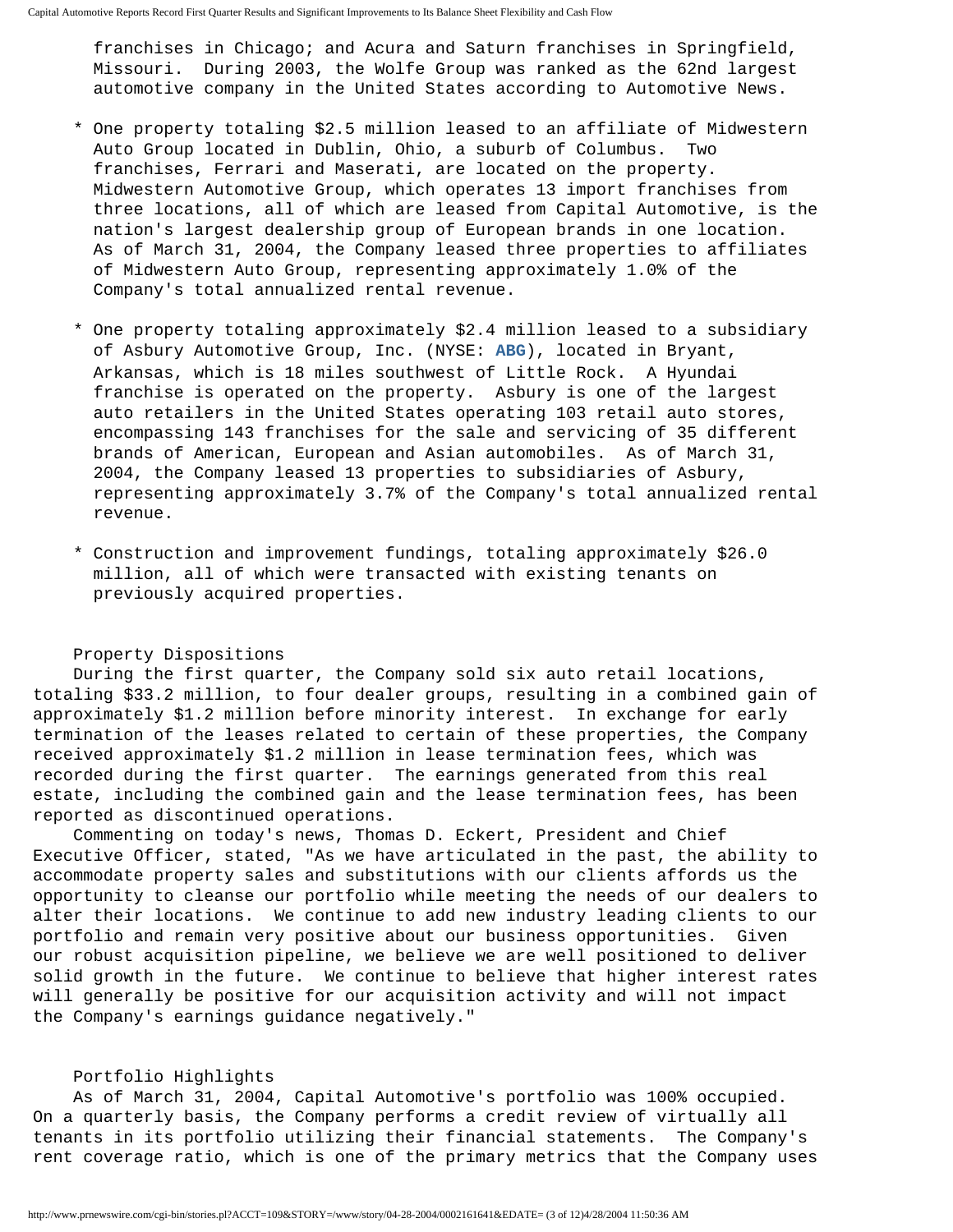franchises in Chicago; and Acura and Saturn franchises in Springfield, Missouri. During 2003, the Wolfe Group was ranked as the 62nd largest automotive company in the United States according to Automotive News.

* One property totaling $2.5 million leased to an affiliate of Midwestern Auto Group located in Dublin, Ohio, a suburb of Columbus. Two franchises, Ferrari and Maserati, are located on the property. Midwestern Automotive Group, which operates 13 import franchises from three locations, all of which are leased from Capital Automotive, is the nation's largest dealership group of European brands in one location. As of March 31, 2004, the Company leased three properties to affiliates of Midwestern Auto Group, representing approximately 1.0% of the Company's total annualized rental revenue.

* One property totaling approximately $2.4 million leased to a subsidiary of Asbury Automotive Group, Inc. (NYSE: **ABG**), located in Bryant, Arkansas, which is 18 miles southwest of Little Rock. A Hyundai franchise is operated on the property. Asbury is one of the largest auto retailers in the United States operating 103 retail auto stores, encompassing 143 franchises for the sale and servicing of 35 different brands of American, European and Asian automobiles. As of March 31, 2004, the Company leased 13 properties to subsidiaries of Asbury, representing approximately 3.7% of the Company's total annualized rental revenue.

* Construction and improvement fundings, totaling approximately $26.0 million, all of which were transacted with existing tenants on previously acquired properties.

Property Dispositions

During the first quarter, the Company sold six auto retail locations, totaling $33.2 million, to four dealer groups, resulting in a combined gain of approximately $1.2 million before minority interest. In exchange for early termination of the leases related to certain of these properties, the Company received approximately $1.2 million in lease termination fees, which was recorded during the first quarter. The earnings generated from this real estate, including the combined gain and the lease termination fees, has been reported as discontinued operations.

Commenting on today's news, Thomas D. Eckert, President and Chief Executive Officer, stated, "As we have articulated in the past, the ability to accommodate property sales and substitutions with our clients affords us the opportunity to cleanse our portfolio while meeting the needs of our dealers to alter their locations. We continue to add new industry leading clients to our portfolio and remain very positive about our business opportunities. Given our robust acquisition pipeline, we believe we are well positioned to deliver solid growth in the future. We continue to believe that higher interest rates will generally be positive for our acquisition activity and will not impact the Company's earnings guidance negatively."

Portfolio Highlights

As of March 31, 2004, Capital Automotive's portfolio was 100% occupied. On a quarterly basis, the Company performs a credit review of virtually all tenants in its portfolio utilizing their financial statements. The Company's rent coverage ratio, which is one of the primary metrics that the Company uses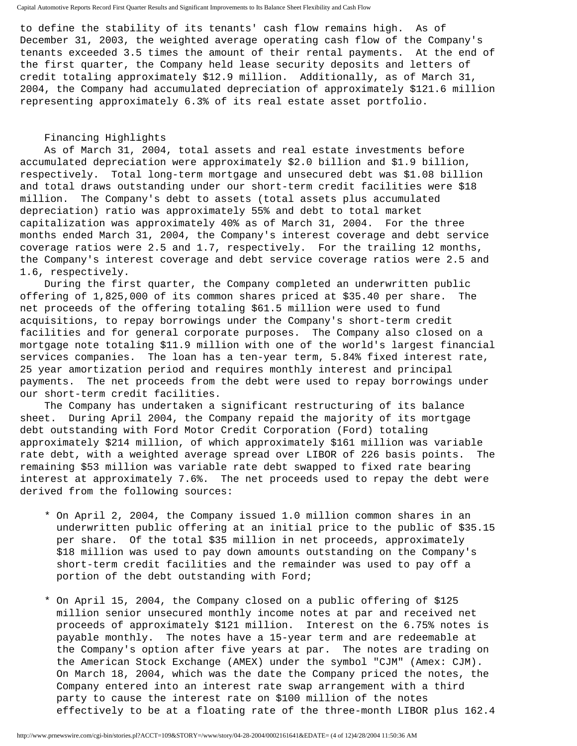to define the stability of its tenants' cash flow remains high. As of December 31, 2003, the weighted average operating cash flow of the Company's tenants exceeded 3.5 times the amount of their rental payments. At the end of the first quarter, the Company held lease security deposits and letters of credit totaling approximately $12.9 million. Additionally, as of March 31, 2004, the Company had accumulated depreciation of approximately $121.6 million representing approximately 6.3% of its real estate asset portfolio.

## Financing Highlights

As of March 31, 2004, total assets and real estate investments before accumulated depreciation were approximately $2.0 billion and $1.9 billion, respectively. Total long-term mortgage and unsecured debt was $1.08 billion and total draws outstanding under our short-term credit facilities were $18 million. The Company's debt to assets (total assets plus accumulated depreciation) ratio was approximately 55% and debt to total market capitalization was approximately 40% as of March 31, 2004. For the three months ended March 31, 2004, the Company's interest coverage and debt service coverage ratios were 2.5 and 1.7, respectively. For the trailing 12 months, the Company's interest coverage and debt service coverage ratios were 2.5 and 1.6, respectively.

During the first quarter, the Company completed an underwritten public offering of 1,825,000 of its common shares priced at $35.40 per share. The net proceeds of the offering totaling $61.5 million were used to fund acquisitions, to repay borrowings under the Company's short-term credit facilities and for general corporate purposes. The Company also closed on a mortgage note totaling $11.9 million with one of the world's largest financial services companies. The loan has a ten-year term, 5.84% fixed interest rate, 25 year amortization period and requires monthly interest and principal payments. The net proceeds from the debt were used to repay borrowings under our short-term credit facilities.

The Company has undertaken a significant restructuring of its balance sheet. During April 2004, the Company repaid the majority of its mortgage debt outstanding with Ford Motor Credit Corporation (Ford) totaling approximately $214 million, of which approximately $161 million was variable rate debt, with a weighted average spread over LIBOR of 226 basis points. The remaining $53 million was variable rate debt swapped to fixed rate bearing interest at approximately 7.6%. The net proceeds used to repay the debt were derived from the following sources:

* On April 2, 2004, the Company issued 1.0 million common shares in an underwritten public offering at an initial price to the public of $35.15 per share. Of the total $35 million in net proceeds, approximately $18 million was used to pay down amounts outstanding on the Company's short-term credit facilities and the remainder was used to pay off a portion of the debt outstanding with Ford;

* On April 15, 2004, the Company closed on a public offering of $125 million senior unsecured monthly income notes at par and received net proceeds of approximately $121 million. Interest on the 6.75% notes is payable monthly. The notes have a 15-year term and are redeemable at the Company's option after five years at par. The notes are trading on the American Stock Exchange (AMEX) under the symbol "CJM" (Amex: CJM). On March 18, 2004, which was the date the Company priced the notes, the Company entered into an interest rate swap arrangement with a third party to cause the interest rate on $100 million of the notes effectively to be at a floating rate of the three-month LIBOR plus 162.4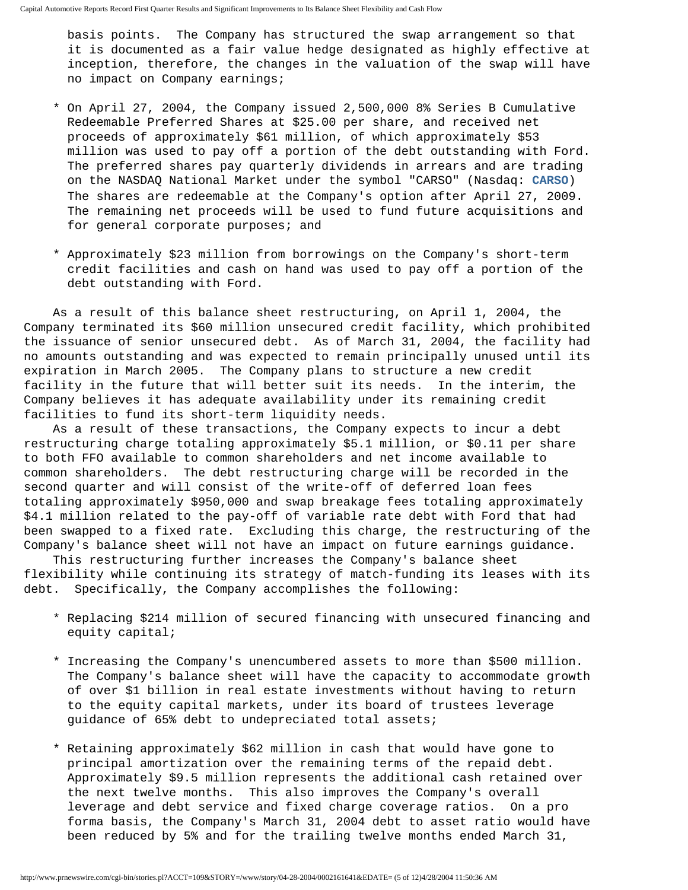basis points. The Company has structured the swap arrangement so that it is documented as a fair value hedge designated as highly effective at inception, therefore, the changes in the valuation of the swap will have no impact on Company earnings;

* On April 27, 2004, the Company issued 2,500,000 8% Series B Cumulative Redeemable Preferred Shares at $25.00 per share, and received net proceeds of approximately $61 million, of which approximately $53 million was used to pay off a portion of the debt outstanding with Ford. The preferred shares pay quarterly dividends in arrears and are trading on the NASDAQ National Market under the symbol "CARSO" (Nasdaq: **CARSO**) The shares are redeemable at the Company's option after April 27, 2009. The remaining net proceeds will be used to fund future acquisitions and for general corporate purposes; and

* Approximately $23 million from borrowings on the Company's short-term credit facilities and cash on hand was used to pay off a portion of the debt outstanding with Ford.

As a result of this balance sheet restructuring, on April 1, 2004, the Company terminated its $60 million unsecured credit facility, which prohibited the issuance of senior unsecured debt. As of March 31, 2004, the facility had no amounts outstanding and was expected to remain principally unused until its expiration in March 2005. The Company plans to structure a new credit facility in the future that will better suit its needs. In the interim, the Company believes it has adequate availability under its remaining credit facilities to fund its short-term liquidity needs.

As a result of these transactions, the Company expects to incur a debt restructuring charge totaling approximately $5.1 million, or $0.11 per share to both FFO available to common shareholders and net income available to common shareholders. The debt restructuring charge will be recorded in the second quarter and will consist of the write-off of deferred loan fees totaling approximately $950,000 and swap breakage fees totaling approximately $4.1 million related to the pay-off of variable rate debt with Ford that had been swapped to a fixed rate. Excluding this charge, the restructuring of the Company's balance sheet will not have an impact on future earnings guidance.

This restructuring further increases the Company's balance sheet flexibility while continuing its strategy of match-funding its leases with its debt. Specifically, the Company accomplishes the following:

* Replacing $214 million of secured financing with unsecured financing and equity capital;

* Increasing the Company's unencumbered assets to more than $500 million. The Company's balance sheet will have the capacity to accommodate growth of over $1 billion in real estate investments without having to return to the equity capital markets, under its board of trustees leverage guidance of 65% debt to undepreciated total assets;

* Retaining approximately $62 million in cash that would have gone to principal amortization over the remaining terms of the repaid debt. Approximately $9.5 million represents the additional cash retained over the next twelve months. This also improves the Company's overall leverage and debt service and fixed charge coverage ratios. On a pro forma basis, the Company's March 31, 2004 debt to asset ratio would have been reduced by 5% and for the trailing twelve months ended March 31,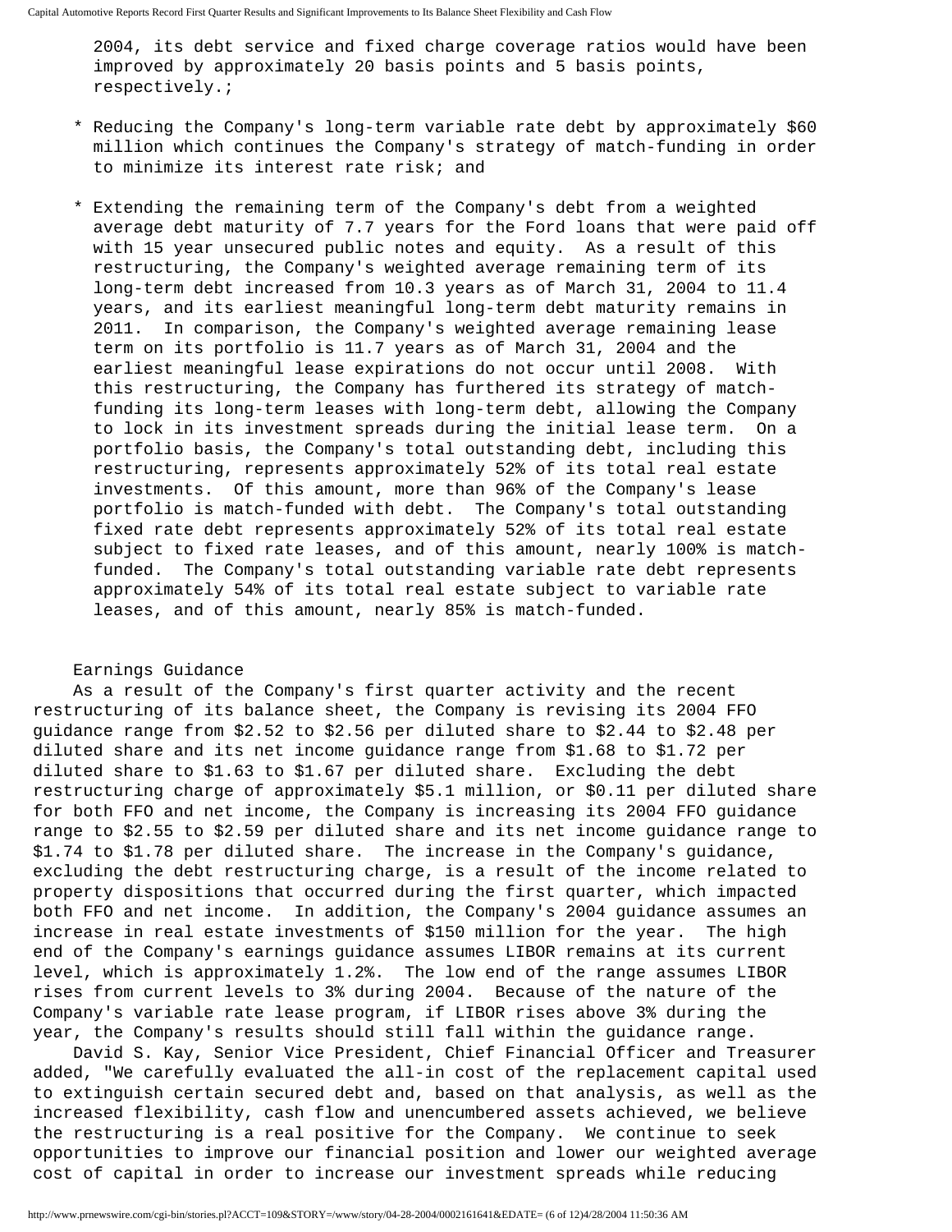2004, its debt service and fixed charge coverage ratios would have been improved by approximately 20 basis points and 5 basis points, respectively.;

* Reducing the Company's long-term variable rate debt by approximately $60 million which continues the Company's strategy of match-funding in order to minimize its interest rate risk; and

* Extending the remaining term of the Company's debt from a weighted average debt maturity of 7.7 years for the Ford loans that were paid off with 15 year unsecured public notes and equity. As a result of this restructuring, the Company's weighted average remaining term of its long-term debt increased from 10.3 years as of March 31, 2004 to 11.4 years, and its earliest meaningful long-term debt maturity remains in 2011. In comparison, the Company's weighted average remaining lease term on its portfolio is 11.7 years as of March 31, 2004 and the earliest meaningful lease expirations do not occur until 2008. With this restructuring, the Company has furthered its strategy of match-funding its long-term leases with long-term debt, allowing the Company to lock in its investment spreads during the initial lease term. On a portfolio basis, the Company's total outstanding debt, including this restructuring, represents approximately 52% of its total real estate investments. Of this amount, more than 96% of the Company's lease portfolio is match-funded with debt. The Company's total outstanding fixed rate debt represents approximately 52% of its total real estate subject to fixed rate leases, and of this amount, nearly 100% is match-funded. The Company's total outstanding variable rate debt represents approximately 54% of its total real estate subject to variable rate leases, and of this amount, nearly 85% is match-funded.

Earnings Guidance

As a result of the Company's first quarter activity and the recent restructuring of its balance sheet, the Company is revising its 2004 FFO guidance range from $2.52 to $2.56 per diluted share to $2.44 to $2.48 per diluted share and its net income guidance range from $1.68 to $1.72 per diluted share to $1.63 to $1.67 per diluted share. Excluding the debt restructuring charge of approximately $5.1 million, or $0.11 per diluted share for both FFO and net income, the Company is increasing its 2004 FFO guidance range to $2.55 to $2.59 per diluted share and its net income guidance range to $1.74 to $1.78 per diluted share. The increase in the Company's guidance, excluding the debt restructuring charge, is a result of the income related to property dispositions that occurred during the first quarter, which impacted both FFO and net income. In addition, the Company's 2004 guidance assumes an increase in real estate investments of $150 million for the year. The high end of the Company's earnings guidance assumes LIBOR remains at its current level, which is approximately 1.2%. The low end of the range assumes LIBOR rises from current levels to 3% during 2004. Because of the nature of the Company's variable rate lease program, if LIBOR rises above 3% during the year, the Company's results should still fall within the guidance range.

David S. Kay, Senior Vice President, Chief Financial Officer and Treasurer added, "We carefully evaluated the all-in cost of the replacement capital used to extinguish certain secured debt and, based on that analysis, as well as the increased flexibility, cash flow and unencumbered assets achieved, we believe the restructuring is a real positive for the Company. We continue to seek opportunities to improve our financial position and lower our weighted average cost of capital in order to increase our investment spreads while reducing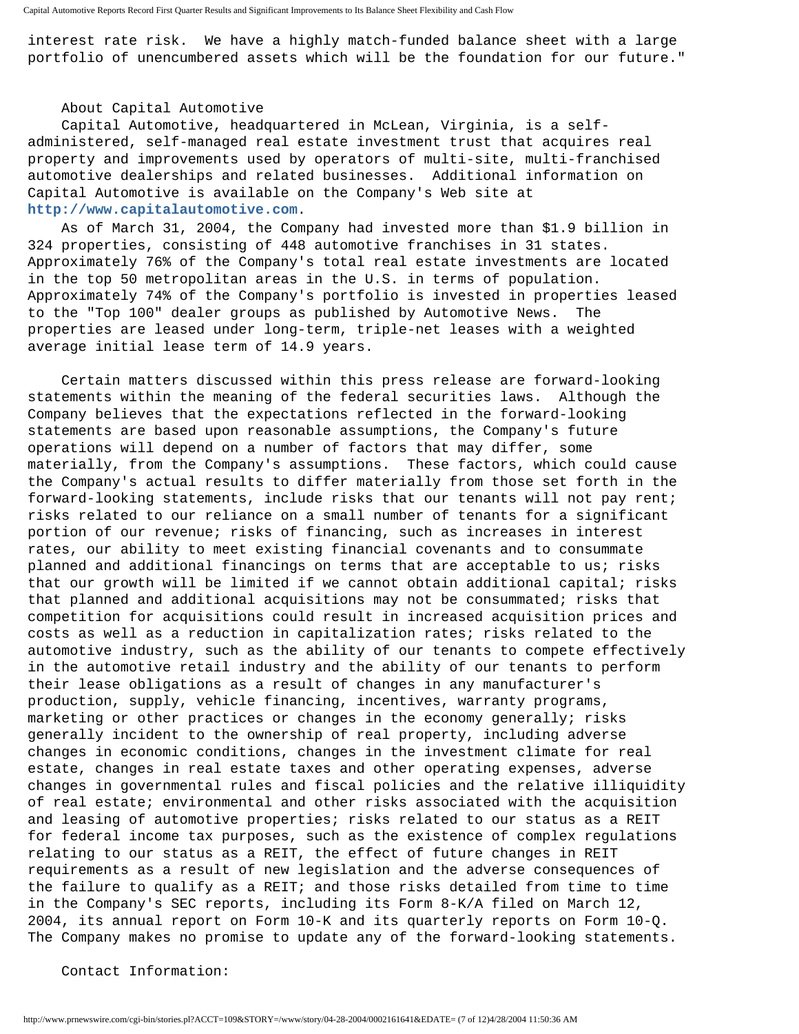interest rate risk. We have a highly match-funded balance sheet with a large portfolio of unencumbered assets which will be the foundation for our future."

About Capital Automotive

Capital Automotive, headquartered in McLean, Virginia, is a self-administered, self-managed real estate investment trust that acquires real property and improvements used by operators of multi-site, multi-franchised automotive dealerships and related businesses. Additional information on Capital Automotive is available on the Company's Web site at **http://www.capitalautomotive.com**.

As of March 31, 2004, the Company had invested more than $1.9 billion in 324 properties, consisting of 448 automotive franchises in 31 states. Approximately 76% of the Company's total real estate investments are located in the top 50 metropolitan areas in the U.S. in terms of population. Approximately 74% of the Company's portfolio is invested in properties leased to the "Top 100" dealer groups as published by Automotive News. The properties are leased under long-term, triple-net leases with a weighted average initial lease term of 14.9 years.

Certain matters discussed within this press release are forward-looking statements within the meaning of the federal securities laws. Although the Company believes that the expectations reflected in the forward-looking statements are based upon reasonable assumptions, the Company's future operations will depend on a number of factors that may differ, some materially, from the Company's assumptions. These factors, which could cause the Company's actual results to differ materially from those set forth in the forward-looking statements, include risks that our tenants will not pay rent; risks related to our reliance on a small number of tenants for a significant portion of our revenue; risks of financing, such as increases in interest rates, our ability to meet existing financial covenants and to consummate planned and additional financings on terms that are acceptable to us; risks that our growth will be limited if we cannot obtain additional capital; risks that planned and additional acquisitions may not be consummated; risks that competition for acquisitions could result in increased acquisition prices and costs as well as a reduction in capitalization rates; risks related to the automotive industry, such as the ability of our tenants to compete effectively in the automotive retail industry and the ability of our tenants to perform their lease obligations as a result of changes in any manufacturer's production, supply, vehicle financing, incentives, warranty programs, marketing or other practices or changes in the economy generally; risks generally incident to the ownership of real property, including adverse changes in economic conditions, changes in the investment climate for real estate, changes in real estate taxes and other operating expenses, adverse changes in governmental rules and fiscal policies and the relative illiquidity of real estate; environmental and other risks associated with the acquisition and leasing of automotive properties; risks related to our status as a REIT for federal income tax purposes, such as the existence of complex regulations relating to our status as a REIT, the effect of future changes in REIT requirements as a result of new legislation and the adverse consequences of the failure to qualify as a REIT; and those risks detailed from time to time in the Company's SEC reports, including its Form 8-K/A filed on March 12, 2004, its annual report on Form 10-K and its quarterly reports on Form 10-Q. The Company makes no promise to update any of the forward-looking statements.

Contact Information: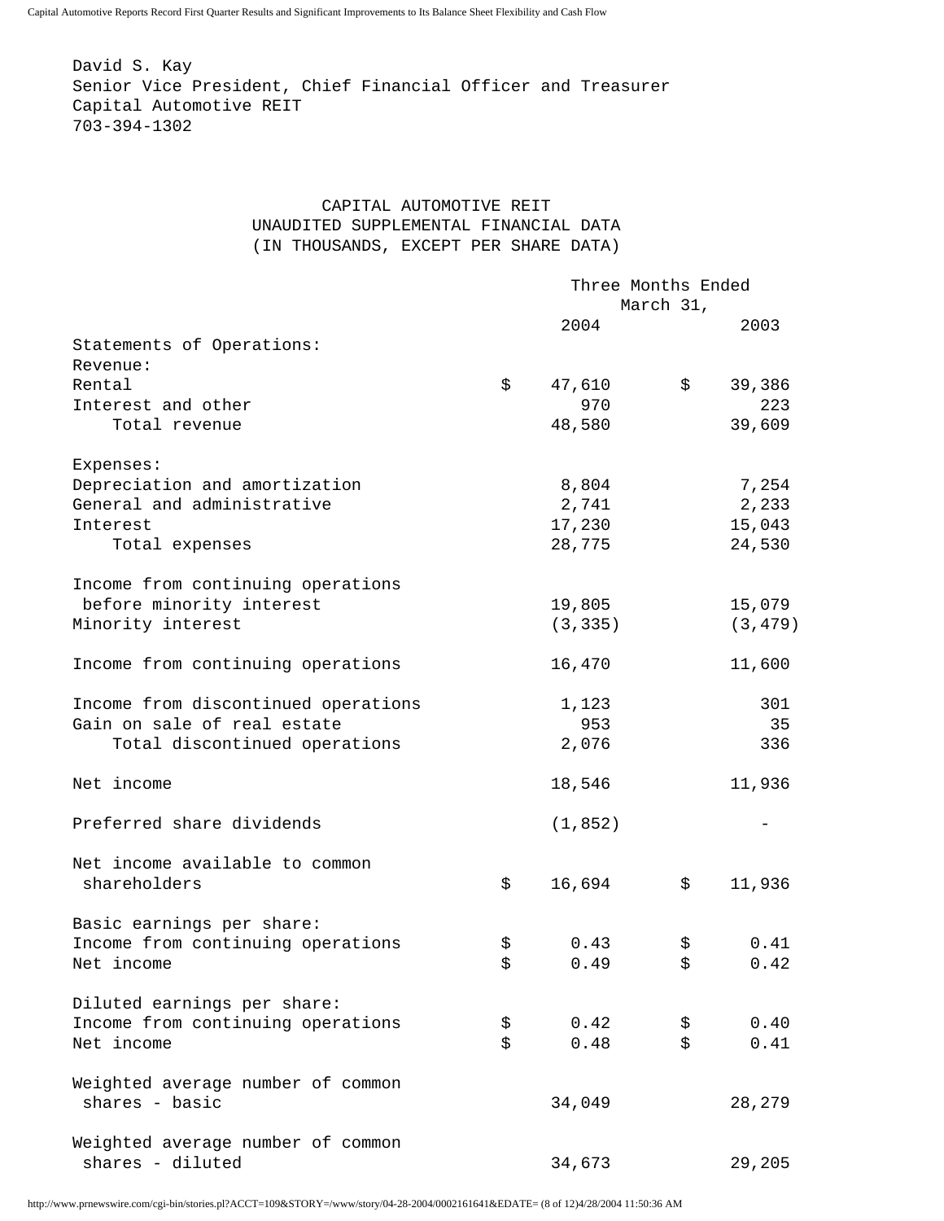David S. Kay
Senior Vice President, Chief Financial Officer and Treasurer
Capital Automotive REIT
703-394-1302

CAPITAL AUTOMOTIVE REIT
UNAUDITED SUPPLEMENTAL FINANCIAL DATA
(IN THOUSANDS, EXCEPT PER SHARE DATA)

| | Three Months Ended March 31, 2004 | Three Months Ended March 31, 2003 |
|---|---|---|
| Statements of Operations: | | |
| Revenue: | | |
| Rental | $ 47,610 | $ 39,386 |
| Interest and other | 970 | 223 |
| Total revenue | 48,580 | 39,609 |
| | | |
| Expenses: | | |
| Depreciation and amortization | 8,804 | 7,254 |
| General and administrative | 2,741 | 2,233 |
| Interest | 17,230 | 15,043 |
| Total expenses | 28,775 | 24,530 |
| | | |
| Income from continuing operations before minority interest | 19,805 | 15,079 |
| Minority interest | (3,335) | (3,479) |
| | | |
| Income from continuing operations | 16,470 | 11,600 |
| | | |
| Income from discontinued operations | 1,123 | 301 |
| Gain on sale of real estate | 953 | 35 |
| Total discontinued operations | 2,076 | 336 |
| | | |
| Net income | 18,546 | 11,936 |
| | | |
| Preferred share dividends | (1,852) | - |
| | | |
| Net income available to common shareholders | $ 16,694 | $ 11,936 |
| | | |
| Basic earnings per share: | | |
| Income from continuing operations | $ 0.43 | $ 0.41 |
| Net income | $ 0.49 | $ 0.42 |
| | | |
| Diluted earnings per share: | | |
| Income from continuing operations | $ 0.42 | $ 0.40 |
| Net income | $ 0.48 | $ 0.41 |
| | | |
| Weighted average number of common shares - basic | 34,049 | 28,279 |
| | | |
| Weighted average number of common shares - diluted | 34,673 | 29,205 |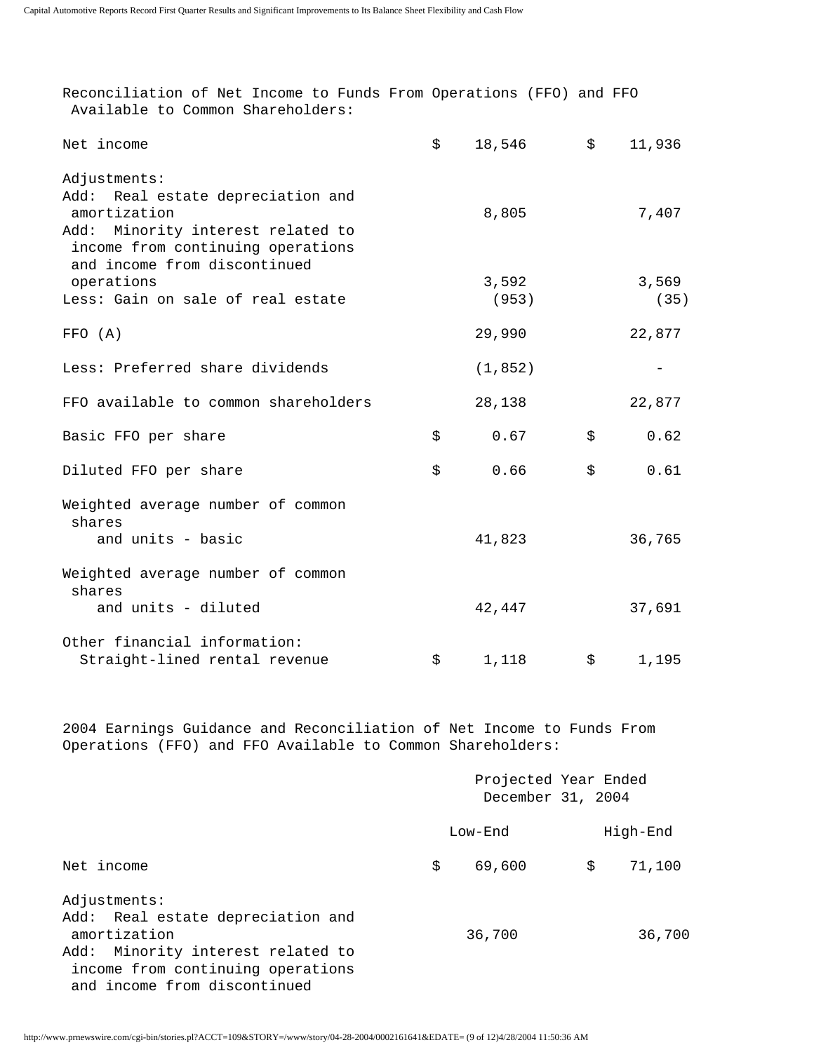Reconciliation of Net Income to Funds From Operations (FFO) and FFO Available to Common Shareholders:

| | | |
|---|---|---|
| Net income | $ 18,546 | $ 11,936 |
| Adjustments: | | |
| Add: Real estate depreciation and amortization | 8,805 | 7,407 |
| Add: Minority interest related to income from continuing operations and income from discontinued operations | 3,592 | 3,569 |
| Less: Gain on sale of real estate | (953) | (35) |
| FFO (A) | 29,990 | 22,877 |
| Less: Preferred share dividends | (1,852) | - |
| FFO available to common shareholders | 28,138 | 22,877 |
| Basic FFO per share | $ 0.67 | $ 0.62 |
| Diluted FFO per share | $ 0.66 | $ 0.61 |
| Weighted average number of common shares and units - basic | 41,823 | 36,765 |
| Weighted average number of common shares and units - diluted | 42,447 | 37,691 |
| Other financial information: | | |
| Straight-lined rental revenue | $ 1,118 | $ 1,195 |

2004 Earnings Guidance and Reconciliation of Net Income to Funds From Operations (FFO) and FFO Available to Common Shareholders:

| | Projected Year Ended December 31, 2004 | |
|---|---|---|
| | Low-End | High-End |
| Net income | $ 69,600 | $ 71,100 |
| Adjustments: | | |
| Add: Real estate depreciation and amortization | 36,700 | 36,700 |
| Add: Minority interest related to income from continuing operations and income from discontinued | | |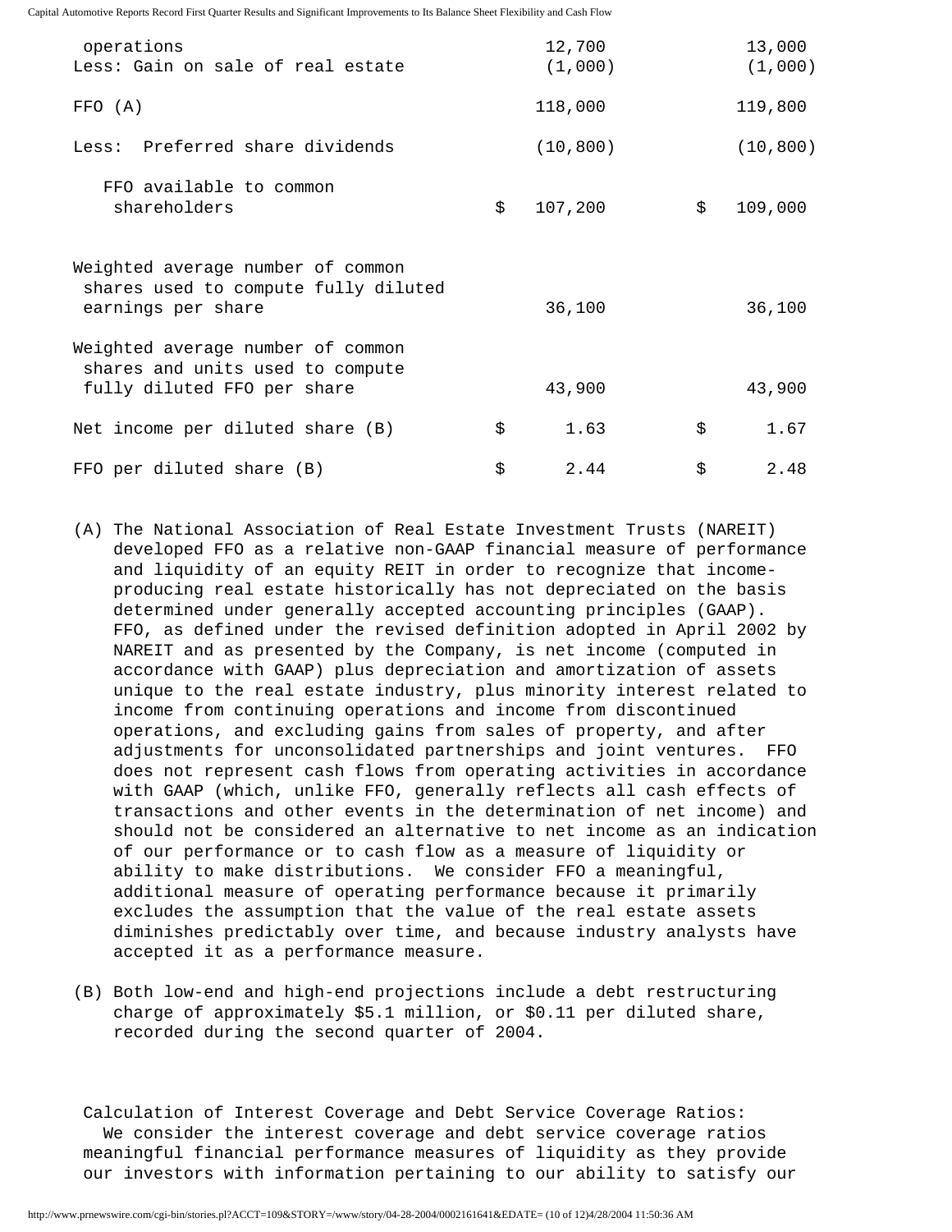| | | |
|---|---|---|
| operations | 12,700 | 13,000 |
| Less: Gain on sale of real estate | (1,000) | (1,000) |
| FFO (A) | 118,000 | 119,800 |
| Less: Preferred share dividends | (10,800) | (10,800) |
| FFO available to common shareholders | $ 107,200 | $ 109,000 |
| Weighted average number of common shares used to compute fully diluted earnings per share | 36,100 | 36,100 |
| Weighted average number of common shares and units used to compute fully diluted FFO per share | 43,900 | 43,900 |
| Net income per diluted share (B) | $ 1.63 | $ 1.67 |
| FFO per diluted share (B) | $ 2.44 | $ 2.48 |

(A) The National Association of Real Estate Investment Trusts (NAREIT) developed FFO as a relative non-GAAP financial measure of performance and liquidity of an equity REIT in order to recognize that income-producing real estate historically has not depreciated on the basis determined under generally accepted accounting principles (GAAP). FFO, as defined under the revised definition adopted in April 2002 by NAREIT and as presented by the Company, is net income (computed in accordance with GAAP) plus depreciation and amortization of assets unique to the real estate industry, plus minority interest related to income from continuing operations and income from discontinued operations, and excluding gains from sales of property, and after adjustments for unconsolidated partnerships and joint ventures. FFO does not represent cash flows from operating activities in accordance with GAAP (which, unlike FFO, generally reflects all cash effects of transactions and other events in the determination of net income) and should not be considered an alternative to net income as an indication of our performance or to cash flow as a measure of liquidity or ability to make distributions. We consider FFO a meaningful, additional measure of operating performance because it primarily excludes the assumption that the value of the real estate assets diminishes predictably over time, and because industry analysts have accepted it as a performance measure.

(B) Both low-end and high-end projections include a debt restructuring charge of approximately $5.1 million, or $0.11 per diluted share, recorded during the second quarter of 2004.

Calculation of Interest Coverage and Debt Service Coverage Ratios:

We consider the interest coverage and debt service coverage ratios meaningful financial performance measures of liquidity as they provide our investors with information pertaining to our ability to satisfy our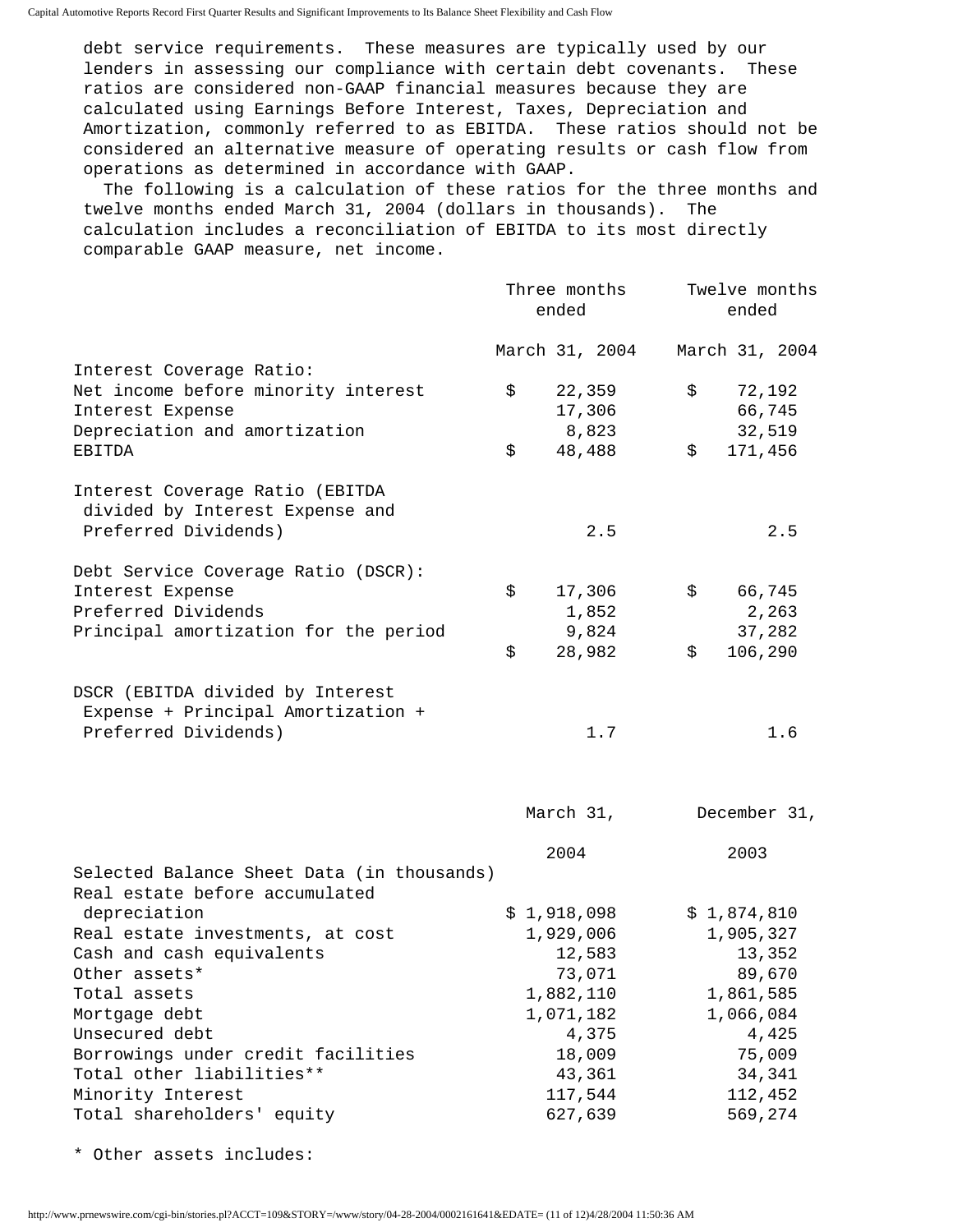debt service requirements. These measures are typically used by our lenders in assessing our compliance with certain debt covenants. These ratios are considered non-GAAP financial measures because they are calculated using Earnings Before Interest, Taxes, Depreciation and Amortization, commonly referred to as EBITDA. These ratios should not be considered an alternative measure of operating results or cash flow from operations as determined in accordance with GAAP.

The following is a calculation of these ratios for the three months and twelve months ended March 31, 2004 (dollars in thousands). The calculation includes a reconciliation of EBITDA to its most directly comparable GAAP measure, net income.

| | Three months ended March 31, 2004 | Twelve months ended March 31, 2004 |
|---|---|---|
| Interest Coverage Ratio: | | |
| Net income before minority interest | $ 22,359 | $ 72,192 |
| Interest Expense | 17,306 | 66,745 |
| Depreciation and amortization | 8,823 | 32,519 |
| EBITDA | $ 48,488 | $ 171,456 |
| Interest Coverage Ratio (EBITDA divided by Interest Expense and Preferred Dividends) | 2.5 | 2.5 |
| Debt Service Coverage Ratio (DSCR): | | |
| Interest Expense | $ 17,306 | $ 66,745 |
| Preferred Dividends | 1,852 | 2,263 |
| Principal amortization for the period | 9,824 | 37,282 |
| | $ 28,982 | $ 106,290 |
| DSCR (EBITDA divided by Interest Expense + Principal Amortization + Preferred Dividends) | 1.7 | 1.6 |

| | March 31, 2004 | December 31, 2003 |
|---|---|---|
| Selected Balance Sheet Data (in thousands) | | |
| Real estate before accumulated depreciation | $ 1,918,098 | $ 1,874,810 |
| Real estate investments, at cost | 1,929,006 | 1,905,327 |
| Cash and cash equivalents | 12,583 | 13,352 |
| Other assets* | 73,071 | 89,670 |
| Total assets | 1,882,110 | 1,861,585 |
| Mortgage debt | 1,071,182 | 1,066,084 |
| Unsecured debt | 4,375 | 4,425 |
| Borrowings under credit facilities | 18,009 | 75,009 |
| Total other liabilities** | 43,361 | 34,341 |
| Minority Interest | 117,544 | 112,452 |
| Total shareholders' equity | 627,639 | 569,274 |

* Other assets includes: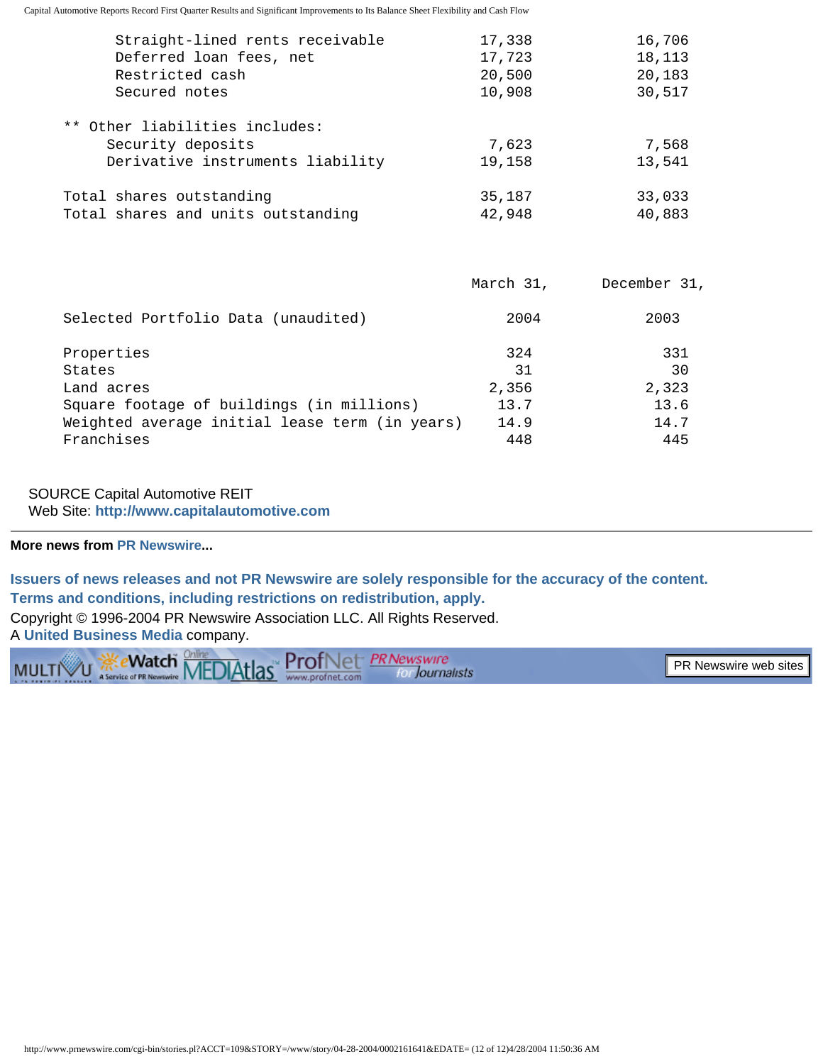| | | |
|---|---|---|
| Straight-lined rents receivable | 17,338 | 16,706 |
| Deferred loan fees, net | 17,723 | 18,113 |
| Restricted cash | 20,500 | 20,183 |
| Secured notes | 10,908 | 30,517 |
| ** Other liabilities includes: | | |
| Security deposits | 7,623 | 7,568 |
| Derivative instruments liability | 19,158 | 13,541 |
| Total shares outstanding | 35,187 | 33,033 |
| Total shares and units outstanding | 42,948 | 40,883 |

| Selected Portfolio Data (unaudited) | March 31, 2004 | December 31, 2003 |
|---|---|---|
| Properties | 324 | 331 |
| States | 31 | 30 |
| Land acres | 2,356 | 2,323 |
| Square footage of buildings (in millions) | 13.7 | 13.6 |
| Weighted average initial lease term (in years) | 14.9 | 14.7 |
| Franchises | 448 | 445 |

SOURCE Capital Automotive REIT
Web Site: http://www.capitalautomotive.com

**More news from PR Newswire...**

**Issuers of news releases and not PR Newswire are solely responsible for the accuracy of the content.**
**Terms and conditions, including restrictions on redistribution, apply.**

Copyright © 1996-2004 PR Newswire Association LLC. All Rights Reserved.
A **United Business Media** company.

PR Newswire web sites